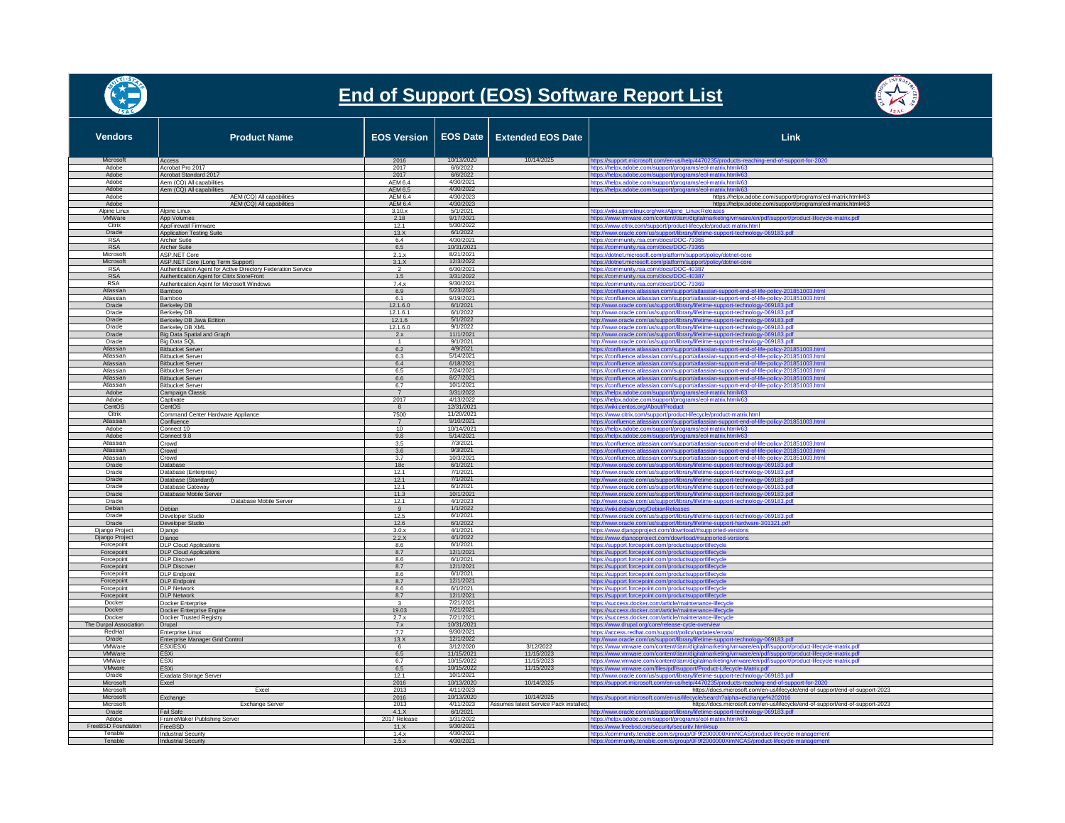# End of Support (EOS) Software Report List

| Vendors | Product Name | EOS Version | EOS Date | Extended EOS Date | Link |
|---|---|---|---|---|---|
| Microsoft | Access | 2016 | 10/13/2020 | 10/14/2025 | https://support.microsoft.com/en-us/help/4470235/products-reaching-end-of-support-for-2020 |
| Adobe | Acrobat Pro 2017 | 2017 | 6/6/2022 | | https://helpx.adobe.com/support/programs/eol-matrix.html#63 |
| Adobe | Acrobat Standard 2017 | 2017 | 6/6/2022 | | https://helpx.adobe.com/support/programs/eol-matrix.html#63 |
| Adobe | Aem (CQ) All capabilities | AEM 6.4 | 4/30/2021 | | https://helpx.adobe.com/support/programs/eol-matrix.html#63 |
| Adobe | Aem (CQ) All capabilities | AEM 6.5 | 4/30/2022 | | https://helpx.adobe.com/support/programs/eol-matrix.html#63 |
| Adobe | AEM (CQ) All capabilities | AEM 6.4 | 4/30/2023 | | https://helpx.adobe.com/support/programs/eol-matrix.html#63 |
| Adobe | AEM (CQ) All capabilities | AEM 6.4 | 4/30/2023 | | https://helpx.adobe.com/support/programs/eol-matrix.html#63 |
| Alpine Linux | Alpine Linux | 3.10.x | 5/1/2021 | | https://wiki.alpinelinux.org/wiki/Alpine_Linux:Releases |
| VMWare | App Volumes | 2.18 | 9/17/2021 | | https://www.vmware.com/content/dam/digitalmarketing/vmware/en/pdf/support/product-lifecycle-matrix.pdf |
| Citrix | AppFirewall Firmware | 12.1 | 5/30/2022 | | https://www.citrix.com/support/product-lifecycle/product-matrix.html |
| Oracle | Application Testing Suite | 13.X | 6/1/2022 | | http://www.oracle.com/us/support/library/lifetime-support-technology-069183.pdf |
| RSA | Archer Suite | 6.4 | 4/30/2021 | | https://community.rsa.com/docs/DOC-73365 |
| RSA | Archer Suite | 6.5 | 10/31/2021 | | https://community.rsa.com/docs/DOC-73365 |
| Microsoft | ASP.NET Core | 2.1.x | 8/21/2021 | | https://dotnet.microsoft.com/platform/support/policy/dotnet-core |
| Microsoft | ASP.NET Core (Long Term Support) | 3.1.X | 12/3/2022 | | https://dotnet.microsoft.com/platform/support/policy/dotnet-core |
| RSA | Authentication Agent for Active Directory Federation Service | 2 | 6/30/2021 | | https://community.rsa.com/docs/DOC-40387 |
| RSA | Authentication Agent for Citrix StoreFront | 1.5 | 3/31/2022 | | https://community.rsa.com/docs/DOC-40387 |
| RSA | Authentication Agent for Microsoft Windows | 7.4.x | 9/30/2021 | | https://community.rsa.com/docs/DOC-73369 |
| Atlassian | Bamboo | 6.9 | 5/23/2021 | | https://confluence.atlassian.com/support/atlassian-support-end-of-life-policy-201851003.html |
| Atlassian | Bamboo | 6.1 | 9/19/2021 | | https://confluence.atlassian.com/support/atlassian-support-end-of-life-policy-201851003.html |
| Oracle | Berkeley DB | 12.1.6.0 | 6/1/2021 | | http://www.oracle.com/us/support/library/lifetime-support-technology-069183.pdf |
| Oracle | Berkeley DB | 12.1.6.1 | 6/1/2022 | | http://www.oracle.com/us/support/library/lifetime-support-technology-069183.pdf |
| Oracle | Berkeley DB Java Edition | 12.1.6 | 5/1/2022 | | http://www.oracle.com/us/support/library/lifetime-support-technology-069183.pdf |
| Oracle | Berkeley DB XML | 12.1.6.0 | 9/1/2022 | | http://www.oracle.com/us/support/library/lifetime-support-technology-069183.pdf |
| Oracle | Big Data Spatial and Graph | 2.x | 11/1/2021 | | http://www.oracle.com/us/support/library/lifetime-support-technology-069183.pdf |
| Oracle | Big Data SQL | 1 | 9/1/2021 | | http://www.oracle.com/us/support/library/lifetime-support-technology-069183.pdf |
| Atlassian | Bitbucket Server | 6.2 | 4/9/2021 | | https://confluence.atlassian.com/support/atlassian-support-end-of-life-policy-201851003.html |
| Atlassian | Bitbucket Server | 6.3 | 5/14/2021 | | https://confluence.atlassian.com/support/atlassian-support-end-of-life-policy-201851003.html |
| Atlassian | Bitbucket Server | 6.4 | 6/18/2021 | | https://confluence.atlassian.com/support/atlassian-support-end-of-life-policy-201851003.html |
| Atlassian | Bitbucket Server | 6.5 | 7/24/2021 | | https://confluence.atlassian.com/support/atlassian-support-end-of-life-policy-201851003.html |
| Atlassian | Bitbucket Server | 6.6 | 8/27/2021 | | https://confluence.atlassian.com/support/atlassian-support-end-of-life-policy-201851003.html |
| Atlassian | Bitbucket Server | 6.7 | 10/1/2021 | | https://confluence.atlassian.com/support/atlassian-support-end-of-life-policy-201851003.html |
| Adobe | Campaign Classic | 7 | 3/31/2022 | | https://helpx.adobe.com/support/programs/eol-matrix.html#63 |
| Adobe | Captivate | 2017 | 4/13/2022 | | https://helpx.adobe.com/support/programs/eol-matrix.html#63 |
| CentOS | CentOS | 8 | 12/31/2021 | | https://wiki.centos.org/About/Product |
| Citrix | Command Center Hardware Appliance | 7500 | 11/20/2021 | | https://www.citrix.com/support/product-lifecycle/product-matrix.html |
| Atlassian | Confluence | 7 | 9/10/2021 | | https://confluence.atlassian.com/support/atlassian-support-end-of-life-policy-201851003.html |
| Adobe | Connect 10 | 10 | 10/14/2021 | | https://helpx.adobe.com/support/programs/eol-matrix.html#63 |
| Adobe | Connect 9.8 | 9.8 | 5/14/2021 | | https://helpx.adobe.com/support/programs/eol-matrix.html#63 |
| Atlassian | Crowd | 3.5 | 7/3/2021 | | https://confluence.atlassian.com/support/atlassian-support-end-of-life-policy-201851003.html |
| Atlassian | Crowd | 3.6 | 9/3/2021 | | https://confluence.atlassian.com/support/atlassian-support-end-of-life-policy-201851003.html |
| Atlassian | Crowd | 3.7 | 10/3/2021 | | https://confluence.atlassian.com/support/atlassian-support-end-of-life-policy-201851003.html |
| Oracle | Database | 18c | 6/1/2021 | | http://www.oracle.com/us/support/library/lifetime-support-technology-069183.pdf |
| Oracle | Database (Enterprise) | 12.1 | 7/1/2021 | | http://www.oracle.com/us/support/library/lifetime-support-technology-069183.pdf |
| Oracle | Database (Standard) | 12.1 | 7/1/2021 | | http://www.oracle.com/us/support/library/lifetime-support-technology-069183.pdf |
| Oracle | Database Gateway | 12.1 | 6/1/2021 | | http://www.oracle.com/us/support/library/lifetime-support-technology-069183.pdf |
| Oracle | Database Mobile Server | 11.3 | 10/1/2021 | | http://www.oracle.com/us/support/library/lifetime-support-technology-069183.pdf |
| Oracle | Database Mobile Server | 12.1 | 4/1/2023 | | http://www.oracle.com/us/support/library/lifetime-support-technology-069183.pdf |
| Debian | Debian | 9 | 1/1/2022 | | https://wiki.debian.org/DebianReleases |
| Oracle | Developer Studio | 12.5 | 6/1/2021 | | http://www.oracle.com/us/support/library/lifetime-support-technology-069183.pdf |
| Oracle | Developer Studio | 12.6 | 6/1/2022 | | http://www.oracle.com/us/support/library/lifetime-support-hardware-301321.pdf |
| Django Project | Django | 3.0.x | 4/1/2021 | | https://www.djangoproject.com/download/#supported-versions |
| Django Project | Django | 2.2.X | 4/1/2022 | | https://www.djangoproject.com/download/#supported-versions |
| Forcepoint | DLP Cloud Applications | 8.6 | 6/1/2021 | | https://support.forcepoint.com/productsupportlifecycle |
| Forcepoint | DLP Cloud Applications | 8.7 | 12/1/2021 | | https://support.forcepoint.com/productsupportlifecycle |
| Forcepoint | DLP Discover | 8.6 | 6/1/2021 | | https://support.forcepoint.com/productsupportlifecycle |
| Forcepoint | DLP Discover | 8.7 | 12/1/2021 | | https://support.forcepoint.com/productsupportlifecycle |
| Forcepoint | DLP Endpoint | 8.6 | 6/1/2021 | | https://support.forcepoint.com/productsupportlifecycle |
| Forcepoint | DLP Endpoint | 8.7 | 12/1/2021 | | https://support.forcepoint.com/productsupportlifecycle |
| Forcepoint | DLP Network | 8.6 | 6/1/2021 | | https://support.forcepoint.com/productsupportlifecycle |
| Forcepoint | DLP Network | 8.7 | 12/1/2021 | | https://support.forcepoint.com/productsupportlifecycle |
| Docker | Docker Enterprise | 3 | 7/21/2021 | | https://success.docker.com/article/maintenance-lifecycle |
| Docker | Docker Enterprise Engine | 19.03 | 7/21/2021 | | https://success.docker.com/article/maintenance-lifecycle |
| Docker | Docker Trusted Registry | 2.7.x | 7/21/2021 | | https://success.docker.com/article/maintenance-lifecycle |
| The Drupal Association | Drupal | 7.x | 10/31/2021 | | https://www.drupal.org/core/release-cycle-overview |
| RedHat | Enterprise Linux | 7.7 | 9/30/2021 | | https://access.redhat.com/support/policy/updates/errata/ |
| Oracle | Enterprise Manager Grid Control | 13.X | 12/1/2022 | | http://www.oracle.com/us/support/library/lifetime-support-technology-069183.pdf |
| VMWare | ESX/ESXi | 6 | 3/12/2020 | 3/12/2022 | https://www.vmware.com/content/dam/digitalmarketing/vmware/en/pdf/support/product-lifecycle-matrix.pdf |
| VMWare | ESXi | 6.5 | 11/15/2021 | 11/15/2023 | https://www.vmware.com/content/dam/digitalmarketing/vmware/en/pdf/support/product-lifecycle-matrix.pdf |
| VMWare | ESXi | 6.7 | 10/15/2022 | 11/15/2023 | https://www.vmware.com/content/dam/digitalmarketing/vmware/en/pdf/support/product-lifecycle-matrix.pdf |
| VMware | ESXi | 6.5 | 10/15/2022 | 11/15/2023 | https://www.vmware.com/files/pdf/support/Product-Lifecycle-Matrix.pdf |
| Oracle | Exadata Storage Server | 12.1 | 10/1/2021 | | http://www.oracle.com/us/support/library/lifetime-support-technology-069183.pdf |
| Microsoft | Excel | 2016 | 10/13/2020 | 10/14/2025 | https://support.microsoft.com/en-us/help/4470235/products-reaching-end-of-support-for-2020 |
| Microsoft | Excel | 2013 | 4/11/2023 | | https://docs.microsoft.com/en-us/lifecycle/end-of-support/end-of-support-2023 |
| Microsoft | Exchange | 2016 | 10/13/2020 | 10/14/2025 | https://support.microsoft.com/en-us/lifecycle/search?alpha=exchange%202016 |
| Microsoft | Exchange Server | 2013 | 4/11/2023 | Assumes latest Service Pack installed | https://docs.microsoft.com/en-us/lifecycle/end-of-support/end-of-support-2023 |
| Oracle | Fail Safe | 4.1.X | 6/1/2021 | | http://www.oracle.com/us/support/library/lifetime-support-technology-069183.pdf |
| Adobe | FrameMaker Publishing Server | 2017 Release | 1/31/2022 | | https://helpx.adobe.com/support/programs/eol-matrix.html#63 |
| FreeBSD Foundation | FreeBSD | 11.X | 9/30/2021 | | https://www.freebsd.org/security/security.html#sup |
| Tenable | Industrial Security | 1.4.x | 4/30/2021 | | https://community.tenable.com/s/group/0F9f2000000XimNCAS/product-lifecycle-management |
| Tenable | Industrial Security | 1.5.x | 4/30/2021 | | https://community.tenable.com/s/group/0F9f2000000XimNCAS/product-lifecycle-management |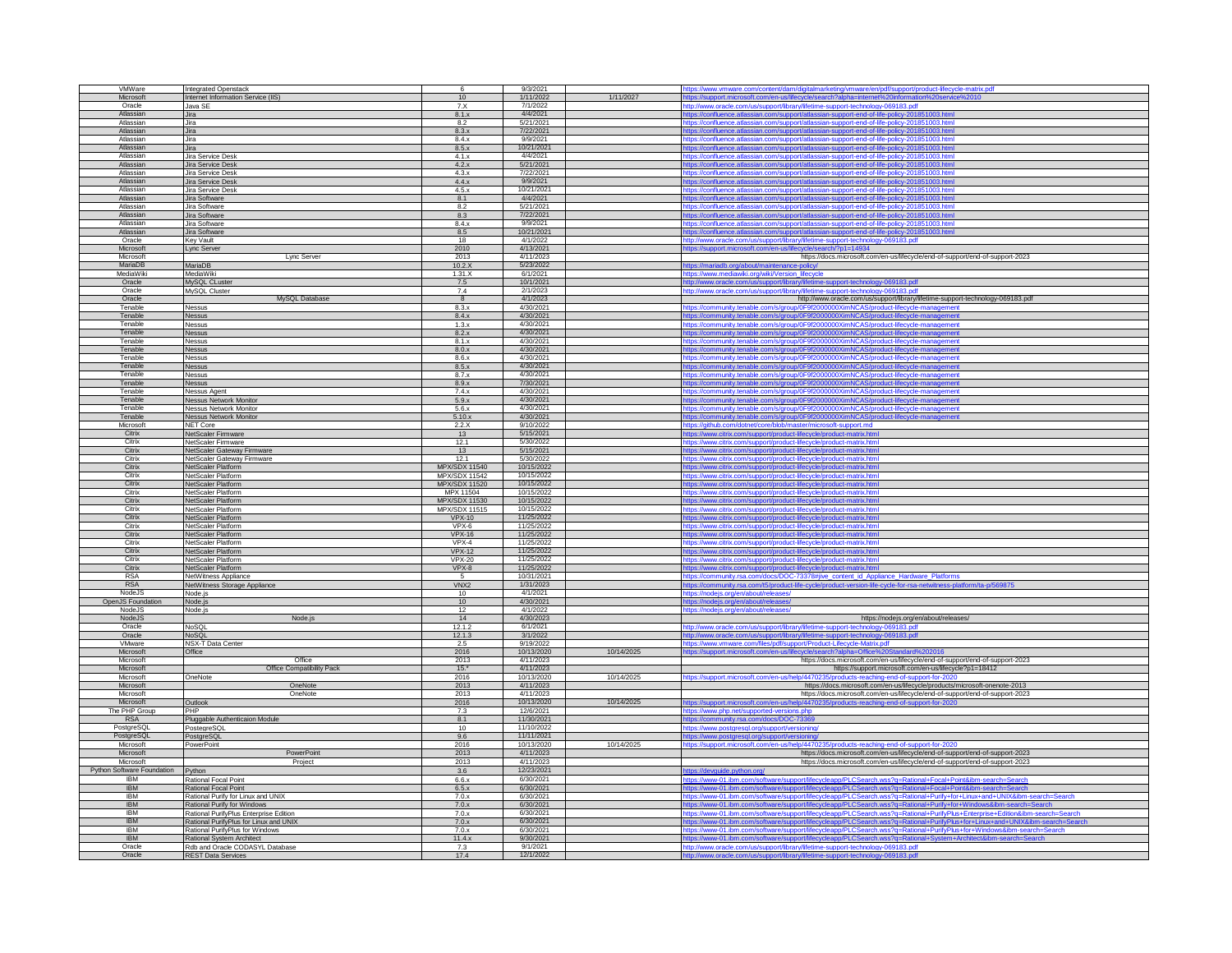| VMWare | Integrated Openstack | 6 | 9/3/2021 | | https://www.vmware.com/content/dam/digitalmarketing/vmware/en/pdf/support/product-lifecycle-matrix.pdf |
|---|---|---|---|---|---|
| Microsoft | Internet Information Service (IIS) | 10 | 1/11/2022 | 1/11/2027 | https://support.microsoft.com/en-us/lifecycle/search?alpha=internet%20information%20service%2010 |
| Oracle | Java SE | 7.X | 7/1/2022 | | http://www.oracle.com/us/support/library/lifetime-support-technology-069183.pdf |
| Atlassian | Jira | 8.1.x | 4/4/2021 | | https://confluence.atlassian.com/support/atlassian-support-end-of-life-policy-201851003.html |
| Atlassian | Jira | 8.2 | 5/21/2021 | | https://confluence.atlassian.com/support/atlassian-support-end-of-life-policy-201851003.html |
| Atlassian | Jira | 8.3.x | 7/22/2021 | | https://confluence.atlassian.com/support/atlassian-support-end-of-life-policy-201851003.html |
| Atlassian | Jira | 8.4.x | 9/9/2021 | | https://confluence.atlassian.com/support/atlassian-support-end-of-life-policy-201851003.html |
| Atlassian | Jira | 8.5.x | 10/21/2021 | | https://confluence.atlassian.com/support/atlassian-support-end-of-life-policy-201851003.html |
| Atlassian | Jira Service Desk | 4.1.x | 4/4/2021 | | https://confluence.atlassian.com/support/atlassian-support-end-of-life-policy-201851003.html |
| Atlassian | Jira Service Desk | 4.2.x | 5/21/2021 | | https://confluence.atlassian.com/support/atlassian-support-end-of-life-policy-201851003.html |
| Atlassian | Jira Service Desk | 4.3.x | 7/22/2021 | | https://confluence.atlassian.com/support/atlassian-support-end-of-life-policy-201851003.html |
| Atlassian | Jira Service Desk | 4.4.x | 9/9/2021 | | https://confluence.atlassian.com/support/atlassian-support-end-of-life-policy-201851003.html |
| Atlassian | Jira Service Desk | 4.5.x | 10/21/2021 | | https://confluence.atlassian.com/support/atlassian-support-end-of-life-policy-201851003.html |
| Atlassian | Jira Software | 8.1 | 4/4/2021 | | https://confluence.atlassian.com/support/atlassian-support-end-of-life-policy-201851003.html |
| Atlassian | Jira Software | 8.2 | 5/21/2021 | | https://confluence.atlassian.com/support/atlassian-support-end-of-life-policy-201851003.html |
| Atlassian | Jira Software | 8.3 | 7/22/2021 | | https://confluence.atlassian.com/support/atlassian-support-end-of-life-policy-201851003.html |
| Atlassian | Jira Software | 8.4.x | 9/9/2021 | | https://confluence.atlassian.com/support/atlassian-support-end-of-life-policy-201851003.html |
| Atlassian | Jira Software | 8.5 | 10/21/2021 | | https://confluence.atlassian.com/support/atlassian-support-end-of-life-policy-201851003.html |
| Oracle | Key Vault | 18 | 4/1/2022 | | http://www.oracle.com/us/support/library/lifetime-support-technology-069183.pdf |
| Microsoft | Lync Server | 2010 | 4/13/2021 | | https://support.microsoft.com/en-us/lifecycle/search?p1=14934 |
| Microsoft | Lync Server | 2013 | 4/11/2023 | | https://docs.microsoft.com/en-us/lifecycle/end-of-support/end-of-support-2023 |
| MariaDB | MariaDB | 10.2.X | 5/23/2022 | | https://mariadb.org/about/maintenance-policy/ |
| MediaWiki | MediaWiki | 1.31.X | 6/1/2021 | | https://www.mediawiki.org/wiki/Version_lifecycle |
| Oracle | MySQL CLuster | 7.5 | 10/1/2021 | | http://www.oracle.com/us/support/library/lifetime-support-technology-069183.pdf |
| Oracle | MySQL Cluster | 7.4 | 2/1/2023 | | http://www.oracle.com/us/support/library/lifetime-support-technology-069183.pdf |
| Oracle | MySQL Database | 8 | 4/1/2023 | | http://www.oracle.com/us/support/library/lifetime-support-technology-069183.pdf |
| Tenable | Nessus | 8.3.x | 4/30/2021 | | https://community.tenable.com/s/group/0F9f2000000XimNCAS/product-lifecycle-management |
| Tenable | Nessus | 8.4.x | 4/30/2021 | | https://community.tenable.com/s/group/0F9f2000000XimNCAS/product-lifecycle-management |
| Tenable | Nessus | 1.3.x | 4/30/2021 | | https://community.tenable.com/s/group/0F9f2000000XimNCAS/product-lifecycle-management |
| Tenable | Nessus | 8.2.x | 4/30/2021 | | https://community.tenable.com/s/group/0F9f2000000XimNCAS/product-lifecycle-management |
| Tenable | Nessus | 8.1.x | 4/30/2021 | | https://community.tenable.com/s/group/0F9f2000000XimNCAS/product-lifecycle-management |
| Tenable | Nessus | 8.0.x | 4/30/2021 | | https://community.tenable.com/s/group/0F9f2000000XimNCAS/product-lifecycle-management |
| Tenable | Nessus | 8.6.x | 4/30/2021 | | https://community.tenable.com/s/group/0F9f2000000XimNCAS/product-lifecycle-management |
| Tenable | Nessus | 8.5.x | 4/30/2021 | | https://community.tenable.com/s/group/0F9f2000000XimNCAS/product-lifecycle-management |
| Tenable | Nessus | 8.7.x | 4/30/2021 | | https://community.tenable.com/s/group/0F9f2000000XimNCAS/product-lifecycle-management |
| Tenable | Nessus | 8.9.x | 7/30/2021 | | https://community.tenable.com/s/group/0F9f2000000XimNCAS/product-lifecycle-management |
| Tenable | Nessus Agent | 7.4.x | 4/30/2021 | | https://community.tenable.com/s/group/0F9f2000000XimNCAS/product-lifecycle-management |
| Tenable | Nessus Network Monitor | 5.9.x | 4/30/2021 | | https://community.tenable.com/s/group/0F9f2000000XimNCAS/product-lifecycle-management |
| Tenable | Nessus Network Monitor | 5.6.x | 4/30/2021 | | https://community.tenable.com/s/group/0F9f2000000XimNCAS/product-lifecycle-management |
| Tenable | Nessus Network Monitor | 5.10.x | 4/30/2021 | | https://community.tenable.com/s/group/0F9f2000000XimNCAS/product-lifecycle-management |
| Microsoft | NET Core | 2.2.X | 9/10/2022 | | https://github.com/dotnet/core/blob/master/microsoft-support.md |
| Citrix | NetScaler Firmware | 13 | 5/15/2021 | | https://www.citrix.com/support/product-lifecycle/product-matrix.html |
| Citrix | NetScaler Firmware | 12.1 | 5/30/2022 | | https://www.citrix.com/support/product-lifecycle/product-matrix.html |
| Citrix | NetScaler Gateway Firmware | 13 | 5/15/2021 | | https://www.citrix.com/support/product-lifecycle/product-matrix.html |
| Citrix | NetScaler Gateway Firmware | 12.1 | 5/30/2022 | | https://www.citrix.com/support/product-lifecycle/product-matrix.html |
| Citrix | NetScaler Platform | MPX/SDX 11540 | 10/15/2022 | | https://www.citrix.com/support/product-lifecycle/product-matrix.html |
| Citrix | NetScaler Platform | MPX/SDX 11542 | 10/15/2022 | | https://www.citrix.com/support/product-lifecycle/product-matrix.html |
| Citrix | NetScaler Platform | MPX/SDX 11520 | 10/15/2022 | | https://www.citrix.com/support/product-lifecycle/product-matrix.html |
| Citrix | NetScaler Platform | MPX 11504 | 10/15/2022 | | https://www.citrix.com/support/product-lifecycle/product-matrix.html |
| Citrix | NetScaler Platform | MPX/SDX 11530 | 10/15/2022 | | https://www.citrix.com/support/product-lifecycle/product-matrix.html |
| Citrix | NetScaler Platform | MPX/SDX 11515 | 10/15/2022 | | https://www.citrix.com/support/product-lifecycle/product-matrix.html |
| Citrix | NetScaler Platform | VPX-10 | 11/25/2022 | | https://www.citrix.com/support/product-lifecycle/product-matrix.html |
| Citrix | NetScaler Platform | VPX-6 | 11/25/2022 | | https://www.citrix.com/support/product-lifecycle/product-matrix.html |
| Citrix | NetScaler Platform | VPX-16 | 11/25/2022 | | https://www.citrix.com/support/product-lifecycle/product-matrix.html |
| Citrix | NetScaler Platform | VPX-4 | 11/25/2022 | | https://www.citrix.com/support/product-lifecycle/product-matrix.html |
| Citrix | NetScaler Platform | VPX-12 | 11/25/2022 | | https://www.citrix.com/support/product-lifecycle/product-matrix.html |
| Citrix | NetScaler Platform | VPX-20 | 11/25/2022 | | https://www.citrix.com/support/product-lifecycle/product-matrix.html |
| Citrix | NetScaler Platform | VPX-8 | 11/25/2022 | | https://www.citrix.com/support/product-lifecycle/product-matrix.html |
| RSA | NetWitness Appliance | 5 | 10/31/2021 | | https://community.rsa.com/docs/DOC-73378#jive_content_id_Appliance_Hardware_Platforms |
| RSA | NetWitness Storage Appliance | VNX2 | 1/31/2023 | | https://community.rsa.com/t5/product-life-cycle/product-version-life-cycle-for-rsa-netwitness-platform/ta-p/569875 |
| NodeJS | Node.js | 10 | 4/1/2021 | | https://nodejs.org/en/about/releases/ |
| OpenJS Foundation | Node.js | 10 | 4/30/2021 | | https://nodejs.org/en/about/releases/ |
| NodeJS | Node.js | 12 | 4/1/2022 | | https://nodejs.org/en/about/releases/ |
| NodeJS | Node.js | 14 | 4/30/2023 | | https://nodejs.org/en/about/releases/ |
| Oracle | NoSQL | 12.1.2 | 6/1/2021 | | http://www.oracle.com/us/support/library/lifetime-support-technology-069183.pdf |
| Oracle | NoSQL | 12.1.3 | 3/1/2022 | | http://www.oracle.com/us/support/library/lifetime-support-technology-069183.pdf |
| VMWare | NSX-T Data Center | 2.5 | 9/19/2022 | | https://www.vmware.com/files/pdf/support/Product-Lifecycle-Matrix.pdf |
| Microsoft | Office | 2016 | 10/13/2020 | 10/14/2025 | https://support.microsoft.com/en-us/lifecycle/search?alpha=Office%20Standard%202016 |
| Microsoft | Office | 2013 | 4/11/2023 | | https://docs.microsoft.com/en-us/lifecycle/end-of-support/end-of-support-2023 |
| Microsoft | Office Compatibility Pack | 15.* | 4/11/2023 | | https://support.microsoft.com/en-us/lifecycle?p1=18412 |
| Microsoft | OneNote | 2016 | 10/13/2020 | 10/14/2025 | https://support.microsoft.com/en-us/help/4470235/products-reaching-end-of-support-for-2020 |
| Microsoft | OneNote | 2013 | 4/11/2023 | | https://docs.microsoft.com/en-us/lifecycle/products/microsoft-onenote-2013 |
| Microsoft | OneNote | 2013 | 4/11/2023 | | https://docs.microsoft.com/en-us/lifecycle/end-of-support/end-of-support-2023 |
| Microsoft | Outlook | 2016 | 10/13/2020 | 10/14/2025 | https://support.microsoft.com/en-us/help/4470235/products-reaching-end-of-support-for-2020 |
| The PHP Group | PHP | 7.3 | 12/6/2021 | | https://www.php.net/supported-versions.php |
| RSA | Pluggable Authenticaion Module | 8.1 | 11/30/2021 | | https://community.rsa.com/docs/DOC-73369 |
| PostgreSQL | PostegreSQL | 10 | 11/10/2022 | | https://www.postgresql.org/support/versioning/ |
| PostgreSQL | PostgreSQL | 9.6 | 11/11/2021 | | https://www.postgresql.org/support/versioning/ |
| Microsoft | PowerPoint | 2016 | 10/13/2020 | 10/14/2025 | https://support.microsoft.com/en-us/help/4470235/products-reaching-end-of-support-for-2020 |
| Microsoft | PowerPoint | 2013 | 4/11/2023 | | https://docs.microsoft.com/en-us/lifecycle/end-of-support/end-of-support-2023 |
| Microsoft | Project | 2013 | 4/11/2023 | | https://docs.microsoft.com/en-us/lifecycle/end-of-support/end-of-support-2023 |
| Python Software Foundation | Python | 3.6 | 12/23/2021 | | https://devguide.python.org/ |
| IBM | Rational Focal Point | 6.6.x | 6/30/2021 | | https://www-01.ibm.com/software/support/lifecycleapp/PLCSearch.wss?q=Rational+Focal+Point&ibm-search=Search |
| IBM | Rational Focal Point | 6.5.x | 6/30/2021 | | https://www-01.ibm.com/software/support/lifecycleapp/PLCSearch.wss?q=Rational+Focal+Point&ibm-search=Search |
| IBM | Rational Purify for Linux and UNIX | 7.0.x | 6/30/2021 | | https://www-01.ibm.com/software/support/lifecycleapp/PLCSearch.wss?q=Rational+Purify+for+Linux+and+UNIX&ibm-search=Search |
| IBM | Rational Purify for Windows | 7.0.x | 6/30/2021 | | https://www-01.ibm.com/software/support/lifecycleapp/PLCSearch.wss?q=Rational+Purify+for+Windows&ibm-search=Search |
| IBM | Rational PurifyPlus Enterprise Edition | 7.0.x | 6/30/2021 | | https://www-01.ibm.com/software/support/lifecycleapp/PLCSearch.wss?q=Rational+PurifyPlus+Enterprise+Edition&ibm-search=Search |
| IBM | Rational PurifyPlus for Linux and UNIX | 7.0.x | 6/30/2021 | | https://www-01.ibm.com/software/support/lifecycleapp/PLCSearch.wss?q=Rational+PurifyPlus+for+Linux+and+UNIX&ibm-search=Search |
| IBM | Rational PurifyPlus for Windows | 7.0.x | 6/30/2021 | | https://www-01.ibm.com/software/support/lifecycleapp/PLCSearch.wss?q=Rational+PurifyPlus+for+Windows&ibm-search=Search |
| IBM | Rational System Architect | 11.4.x | 9/30/2021 | | https://www-01.ibm.com/software/support/lifecycleapp/PLCSearch.wss?q=Rational+System+Architect&ibm-search=Search |
| Oracle | Rdb and Oracle CODASYL Database | 7.3 | 9/1/2021 | | http://www.oracle.com/us/support/library/lifetime-support-technology-069183.pdf |
| Oracle | REST Data Services | 17.4 | 12/1/2022 | | http://www.oracle.com/us/support/library/lifetime-support-technology-069183.pdf |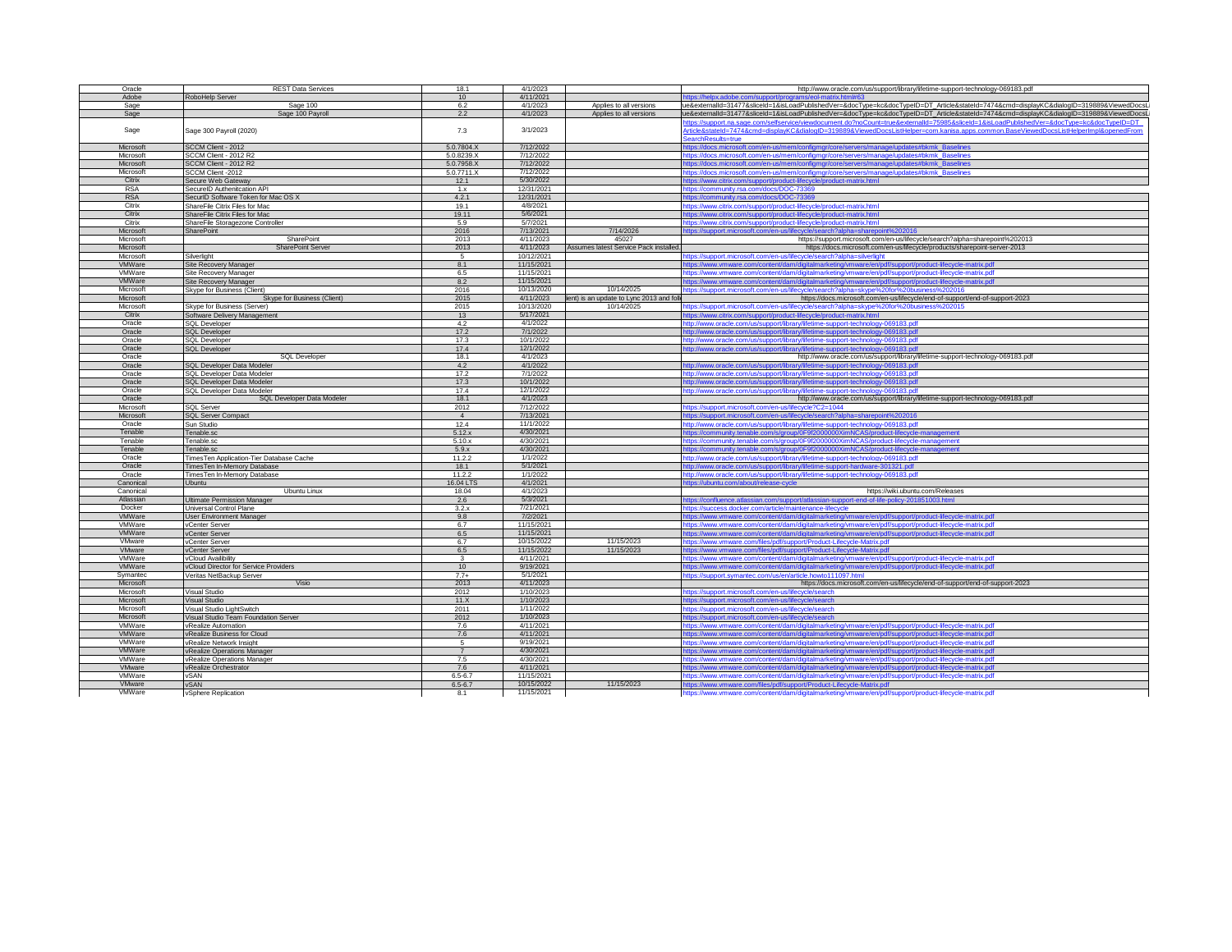| | | | | | |
|---|---|---|---|---|---|
| Oracle | REST Data Services | 18.1 | 4/1/2023 | | http://www.oracle.com/us/support/library/lifetime-support-technology-069183.pdf |
| Adobe | RoboHelp Server | 10 | 4/11/2021 | | https://helpx.adobe.com/support/programs/eol-matrix.html#63 |
| Sage | Sage 100 | 6.2 | 4/1/2023 | Applies to all versions | ue&externalId=31477&sliceId=1&isLoadPublishedVer=&docType=kc&docTypeID=DT_Article&stateId=7474&cmd=displayKC&dialogID=319889&ViewedDocsL |
| Sage | Sage 100 Payroll | 2.2 | 4/1/2023 | Applies to all versions | ue&externalId=31477&sliceId=1&isLoadPublishedVer=&docType=kc&docTypeID=DT_Article&stateId=7474&cmd=displayKC&dialogID=319889&ViewedDocsL |
| Sage | Sage 300 Payroll (2020) | 7.3 | 3/1/2023 | | https://support.na.sage.com/selfservice/viewdocument.do?noCount=true&externalId=75985&sliceId=1&isLoadPublishedVer=&docType=kc&docTypeID=DT_Article&stateId=7474&cmd=displayKC&dialogID=319889&ViewedDocsListHelper=com.kanisa.apps.common.BaseViewedDocsListHelperImpl&openedFromSearchResults=true |
| Microsoft | SCCM Client - 2012 | 5.0.7804.X | 7/12/2022 | | https://docs.microsoft.com/en-us/mem/configmgr/core/servers/manage/updates#bkmk_Baselines |
| Microsoft | SCCM Client - 2012 R2 | 5.0.8239.X | 7/12/2022 | | https://docs.microsoft.com/en-us/mem/configmgr/core/servers/manage/updates#bkmk_Baselines |
| Microsoft | SCCM Client - 2012 R2 | 5.0.7958.X | 7/12/2022 | | https://docs.microsoft.com/en-us/mem/configmgr/core/servers/manage/updates#bkmk_Baselines |
| Microsoft | SCCM Client -2012 | 5.0.7711.X | 7/12/2022 | | https://docs.microsoft.com/en-us/mem/configmgr/core/servers/manage/updates#bkmk_Baselines |
| Citrix | Secure Web Gateway | 12.1 | 5/30/2022 | | https://www.citrix.com/support/product-lifecycle/product-matrix.html |
| RSA | SecureID Authenitcation API | 1.x | 12/31/2021 | | https://community.rsa.com/docs/DOC-73369 |
| RSA | SecurID Software Token for Mac OS X | 4.2.1 | 12/31/2021 | | https://community.rsa.com/docs/DOC-73369 |
| Citrix | ShareFile Citrix Files for Mac | 19.1 | 4/8/2021 | | https://www.citrix.com/support/product-lifecycle/product-matrix.html |
| Citrix | ShareFile Citrix Files for Mac | 19.11 | 5/6/2021 | | https://www.citrix.com/support/product-lifecycle/product-matrix.html |
| Citrix | ShareFile Storagezone Controller | 5.9 | 5/7/2021 | | https://www.citrix.com/support/product-lifecycle/product-matrix.html |
| Microsoft | SharePoint | 2016 | 7/13/2021 | 7/14/2026 | https://support.microsoft.com/en-us/lifecycle/search?alpha=sharepoint%202016 |
| Microsoft | SharePoint | 2013 | 4/11/2023 | 45027 | https://support.microsoft.com/en-us/lifecycle/search?alpha=sharepoint%202013 |
| Microsoft | SharePoint Server | 2013 | 4/11/2023 | Assumes latest Service Pack installed | https://docs.microsoft.com/en-us/lifecycle/products/sharepoint-server-2013 |
| Microsoft | Silverlight | 5 | 10/12/2021 | | https://support.microsoft.com/en-us/lifecycle/search?alpha=silverlight |
| VMWare | Site Recovery Manager | 8.1 | 11/15/2021 | | https://www.vmware.com/content/dam/digitalmarketing/vmware/en/pdf/support/product-lifecycle-matrix.pdf |
| VMWare | Site Recovery Manager | 6.5 | 11/15/2021 | | https://www.vmware.com/content/dam/digitalmarketing/vmware/en/pdf/support/product-lifecycle-matrix.pdf |
| VMWare | Site Recovery Manager | 8.2 | 11/15/2021 | | https://www.vmware.com/content/dam/digitalmarketing/vmware/en/pdf/support/product-lifecycle-matrix.pdf |
| Microsoft | Skype for Business (Client) | 2016 | 10/13/2020 | 10/14/2025 | https://support.microsoft.com/en-us/lifecycle/search?alpha=skype%20for%20business%202016 |
| Microsoft | Skype for Business (Client) | 2015 | 4/11/2023 | ient) is an update to Lync 2013 and foll | https://docs.microsoft.com/en-us/lifecycle/end-of-support/end-of-support-2023 |
| Microsoft | Skype for Business (Server) | 2015 | 10/13/2020 | 10/14/2025 | https://support.microsoft.com/en-us/lifecycle/search?alpha=skype%20for%20business%202015 |
| Citrix | Software Delivery Management | 13 | 5/17/2021 | | https://www.citrix.com/support/product-lifecycle/product-matrix.html |
| Oracle | SQL Developer | 4.2 | 4/1/2022 | | http://www.oracle.com/us/support/library/lifetime-support-technology-069183.pdf |
| Oracle | SQL Developer | 17.2 | 7/1/2022 | | http://www.oracle.com/us/support/library/lifetime-support-technology-069183.pdf |
| Oracle | SQL Developer | 17.3 | 10/1/2022 | | http://www.oracle.com/us/support/library/lifetime-support-technology-069183.pdf |
| Oracle | SQL Developer | 17.4 | 12/1/2022 | | http://www.oracle.com/us/support/library/lifetime-support-technology-069183.pdf |
| Oracle | SQL Developer | 18.1 | 4/1/2023 | | http://www.oracle.com/us/support/library/lifetime-support-technology-069183.pdf |
| Oracle | SQL Developer Data Modeler | 4.2 | 4/1/2022 | | http://www.oracle.com/us/support/library/lifetime-support-technology-069183.pdf |
| Oracle | SQL Developer Data Modeler | 17.2 | 7/1/2022 | | http://www.oracle.com/us/support/library/lifetime-support-technology-069183.pdf |
| Oracle | SQL Developer Data Modeler | 17.3 | 10/1/2022 | | http://www.oracle.com/us/support/library/lifetime-support-technology-069183.pdf |
| Oracle | SQL Developer Data Modeler | 17.4 | 12/1/2022 | | http://www.oracle.com/us/support/library/lifetime-support-technology-069183.pdf |
| Oracle | SQL Developer Data Modeler | 18.1 | 4/1/2023 | | http://www.oracle.com/us/support/library/lifetime-support-technology-069183.pdf |
| Microsoft | SQL Server | 2012 | 7/12/2022 | | https://support.microsoft.com/en-us/lifecycle?C2=1044 |
| Microsoft | SQL Server Compact | 4 | 7/13/2021 | | https://support.microsoft.com/en-us/lifecycle/search?alpha=sharepoint%202016 |
| Oracle | Sun Studio | 12.4 | 11/1/2022 | | http://www.oracle.com/us/support/library/lifetime-support-technology-069183.pdf |
| Tenable | Tenable.sc | 5.12.x | 4/30/2021 | | https://community.tenable.com/s/group/0F9f2000000XimNCAS/product-lifecycle-management |
| Tenable | Tenable.sc | 5.10.x | 4/30/2021 | | https://community.tenable.com/s/group/0F9f2000000XimNCAS/product-lifecycle-management |
| Tenable | Tenable.sc | 5.9.x | 4/30/2021 | | https://community.tenable.com/s/group/0F9f2000000XimNCAS/product-lifecycle-management |
| Oracle | TimesTen Application-Tier Database Cache | 11.2.2 | 1/1/2022 | | http://www.oracle.com/us/support/library/lifetime-support-technology-069183.pdf |
| Oracle | TimesTen In-Memory Database | 18.1 | 5/1/2021 | | http://www.oracle.com/us/support/library/lifetime-support-hardware-301321.pdf |
| Oracle | TimesTen In-Memory Database | 11.2.2 | 1/1/2022 | | http://www.oracle.com/us/support/library/lifetime-support-technology-069183.pdf |
| Canonical | Ubuntu | 16.04 LTS | 4/1/2021 | | https://ubuntu.com/about/release-cycle |
| Canonical | Ubuntu Linux | 18.04 | 4/1/2023 | | https://wiki.ubuntu.com/Releases |
| Atlassian | Ultimate Permission Manager | 2.6 | 5/3/2021 | | https://confluence.atlassian.com/support/atlassian-support-end-of-life-policy-201851003.html |
| Docker | Universal Control Plane | 3.2.x | 7/21/2021 | | https://success.docker.com/article/maintenance-lifecycle |
| VMWare | User Environment Manager | 9.8 | 7/2/2021 | | https://www.vmware.com/content/dam/digitalmarketing/vmware/en/pdf/support/product-lifecycle-matrix.pdf |
| VMWare | vCenter Server | 6.7 | 11/15/2021 | | https://www.vmware.com/content/dam/digitalmarketing/vmware/en/pdf/support/product-lifecycle-matrix.pdf |
| VMWare | vCenter Server | 6.5 | 11/15/2021 | | https://www.vmware.com/content/dam/digitalmarketing/vmware/en/pdf/support/product-lifecycle-matrix.pdf |
| VMware | vCenter Server | 6.7 | 10/15/2022 | 11/15/2023 | https://www.vmware.com/files/pdf/support/Product-Lifecycle-Matrix.pdf |
| VMware | vCenter Server | 6.5 | 11/15/2022 | 11/15/2023 | https://www.vmware.com/files/pdf/support/Product-Lifecycle-Matrix.pdf |
| VMWare | vCloud Availibility | 3 | 4/11/2021 | | https://www.vmware.com/content/dam/digitalmarketing/vmware/en/pdf/support/product-lifecycle-matrix.pdf |
| VMWare | vCloud Director for Service Providers | 10 | 9/19/2021 | | https://www.vmware.com/content/dam/digitalmarketing/vmware/en/pdf/support/product-lifecycle-matrix.pdf |
| Symantec | Veritas NetBackup Server | 7.7+ | 5/1/2021 | | https://support.symantec.com/us/en/article.howto111097.html |
| Microsoft | Visio | 2013 | 4/11/2023 | | https://docs.microsoft.com/en-us/lifecycle/end-of-support/end-of-support-2023 |
| Microsoft | Visual Studio | 2012 | 1/10/2023 | | https://support.microsoft.com/en-us/lifecycle/search |
| Microsoft | Visual Studio | 11.X | 1/10/2023 | | https://support.microsoft.com/en-us/lifecycle/search |
| Microsoft | Visual Studio LightSwitch | 2011 | 1/11/2022 | | https://support.microsoft.com/en-us/lifecycle/search |
| Microsoft | Visual Studio Team Foundation Server | 2012 | 1/10/2023 | | https://support.microsoft.com/en-us/lifecycle/search |
| VMWare | vRealize Automation | 7.6 | 4/11/2021 | | https://www.vmware.com/content/dam/digitalmarketing/vmware/en/pdf/support/product-lifecycle-matrix.pdf |
| VMWare | vRealize Business for Cloud | 7.6 | 4/11/2021 | | https://www.vmware.com/content/dam/digitalmarketing/vmware/en/pdf/support/product-lifecycle-matrix.pdf |
| VMWare | vRealize Network Insight | 5 | 9/19/2021 | | https://www.vmware.com/content/dam/digitalmarketing/vmware/en/pdf/support/product-lifecycle-matrix.pdf |
| VMWare | vRealize Operations Manager | 7 | 4/30/2021 | | https://www.vmware.com/content/dam/digitalmarketing/vmware/en/pdf/support/product-lifecycle-matrix.pdf |
| VMWare | vRealize Operations Manager | 7.5 | 4/30/2021 | | https://www.vmware.com/content/dam/digitalmarketing/vmware/en/pdf/support/product-lifecycle-matrix.pdf |
| VMware | vRealize Orchestrator | 7.6 | 4/11/2021 | | https://www.vmware.com/content/dam/digitalmarketing/vmware/en/pdf/support/product-lifecycle-matrix.pdf |
| VMWare | vSAN | 6.5-6.7 | 11/15/2021 | | https://www.vmware.com/content/dam/digitalmarketing/vmware/en/pdf/support/product-lifecycle-matrix.pdf |
| VMware | vSAN | 6.5-6.7 | 10/15/2022 | 11/15/2023 | https://www.vmware.com/files/pdf/support/Product-Lifecycle-Matrix.pdf |
| VMWare | vSphere Replication | 8.1 | 11/15/2021 | | https://www.vmware.com/content/dam/digitalmarketing/vmware/en/pdf/support/product-lifecycle-matrix.pdf |